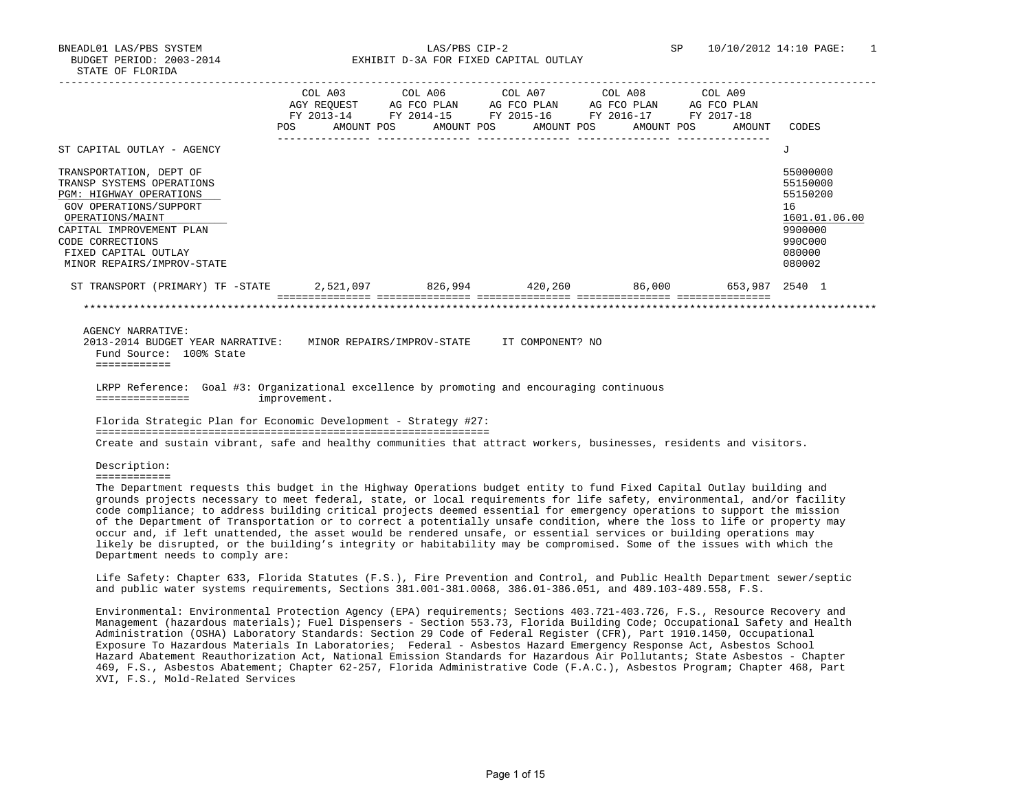BNEADL01 LAS/PBS SYSTEM
BUDGET PERIOD: 2003-2014
STATE OF FLORIDA

LAS/PBS CIP-2
EXHIBIT D-3A FOR FIXED CAPITAL OUTLAY

SP 10/10/2012 14:10

| | COL A03 AGY REQUEST FY 2013-14 POS AMOUNT | COL A06 AG FCO PLAN FY 2014-15 POS AMOUNT | COL A07 AG FCO PLAN FY 2015-16 POS AMOUNT | COL A08 AG FCO PLAN FY 2016-17 POS AMOUNT | COL A09 AG FCO PLAN FY 2017-18 POS AMOUNT | CODES |
|---|---|---|---|---|---|---|
| ST CAPITAL OUTLAY - AGENCY | | | | | | J |
| TRANSPORTATION, DEPT OF | | | | | | 55000000 |
| TRANSP SYSTEMS OPERATIONS | | | | | | 55150000 |
| PGM: HIGHWAY OPERATIONS | | | | | | 55150200 |
| GOV OPERATIONS/SUPPORT | | | | | | 16 |
| OPERATIONS/MAINT | | | | | | 1601.01.06.00 |
| CAPITAL IMPROVEMENT PLAN | | | | | | 9900000 |
| CODE CORRECTIONS | | | | | | 990C000 |
| FIXED CAPITAL OUTLAY | | | | | | 080000 |
| MINOR REPAIRS/IMPROV-STATE | | | | | | 080002 |
| ST TRANSPORT (PRIMARY) TF -STATE | 2,521,097 | 826,994 | 420,260 | 86,000 | 653,987 | 2540 1 |

AGENCY NARRATIVE:
2013-2014 BUDGET YEAR NARRATIVE: MINOR REPAIRS/IMPROV-STATE IT COMPONENT? NO

Fund Source: 100% State

LRPP Reference: Goal #3: Organizational excellence by promoting and encouraging continuous improvement.

Florida Strategic Plan for Economic Development - Strategy #27:

Create and sustain vibrant, safe and healthy communities that attract workers, businesses, residents and visitors.

Description:

The Department requests this budget in the Highway Operations budget entity to fund Fixed Capital Outlay building and grounds projects necessary to meet federal, state, or local requirements for life safety, environmental, and/or facility code compliance; to address building critical projects deemed essential for emergency operations to support the mission of the Department of Transportation or to correct a potentially unsafe condition, where the loss to life or property may occur and, if left unattended, the asset would be rendered unsafe, or essential services or building operations may likely be disrupted, or the building's integrity or habitability may be compromised. Some of the issues with which the Department needs to comply are:

Life Safety: Chapter 633, Florida Statutes (F.S.), Fire Prevention and Control, and Public Health Department sewer/septic and public water systems requirements, Sections 381.001-381.0068, 386.01-386.051, and 489.103-489.558, F.S.

Environmental: Environmental Protection Agency (EPA) requirements; Sections 403.721-403.726, F.S., Resource Recovery and Management (hazardous materials); Fuel Dispensers - Section 553.73, Florida Building Code; Occupational Safety and Health Administration (OSHA) Laboratory Standards: Section 29 Code of Federal Register (CFR), Part 1910.1450, Occupational Exposure To Hazardous Materials In Laboratories; Federal - Asbestos Hazard Emergency Response Act, Asbestos School Hazard Abatement Reauthorization Act, National Emission Standards for Hazardous Air Pollutants; State Asbestos - Chapter 469, F.S., Asbestos Abatement; Chapter 62-257, Florida Administrative Code (F.A.C.), Asbestos Program; Chapter 468, Part XVI, F.S., Mold-Related Services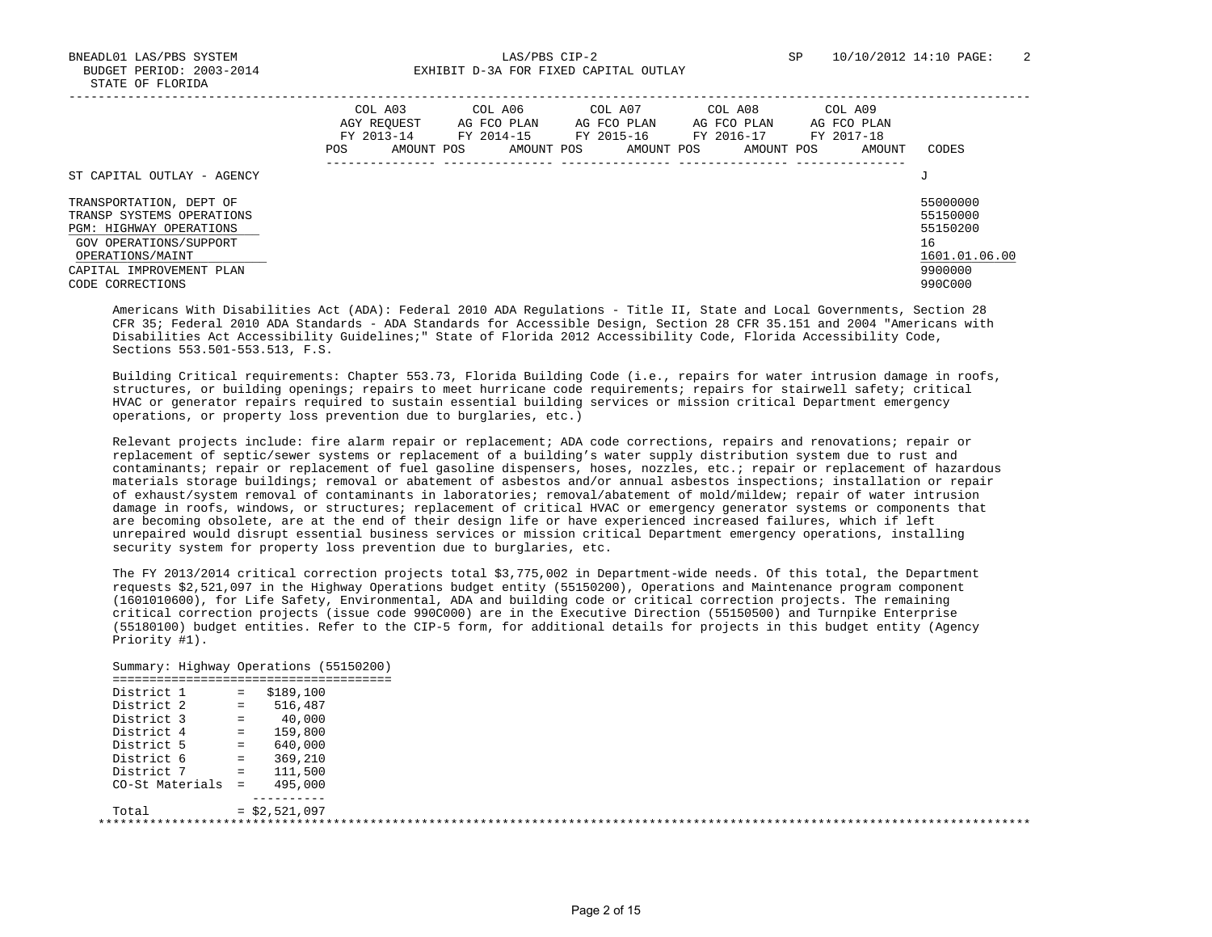BNEADL01 LAS/PBS SYSTEM — LAS/PBS CIP-2 — SP 10/10/2012 14:10 PAGE: 2

BUDGET PERIOD: 2003-2014 — EXHIBIT D-3A FOR FIXED CAPITAL OUTLAY

STATE OF FLORIDA

| | COL A03 AGY REQUEST FY 2013-14 POS AMOUNT | COL A06 AG FCO PLAN FY 2014-15 POS AMOUNT | COL A07 AG FCO PLAN FY 2015-16 POS AMOUNT | COL A08 AG FCO PLAN FY 2016-17 POS AMOUNT | COL A09 AG FCO PLAN FY 2017-18 POS AMOUNT | CODES |
|---|---|---|---|---|---|---|
| ST CAPITAL OUTLAY - AGENCY | | | | | | J |
| TRANSPORTATION, DEPT OF | | | | | | 55000000 |
| TRANSP SYSTEMS OPERATIONS | | | | | | 55150000 |
| PGM: HIGHWAY OPERATIONS | | | | | | 55150200 |
| GOV OPERATIONS/SUPPORT | | | | | | 16 |
| OPERATIONS/MAINT | | | | | | 1601.01.06.00 |
| CAPITAL IMPROVEMENT PLAN | | | | | | 9900000 |
| CODE CORRECTIONS | | | | | | 990C000 |

Americans With Disabilities Act (ADA): Federal 2010 ADA Regulations - Title II, State and Local Governments, Section 28 CFR 35; Federal 2010 ADA Standards - ADA Standards for Accessible Design, Section 28 CFR 35.151 and 2004 "Americans with Disabilities Act Accessibility Guidelines;" State of Florida 2012 Accessibility Code, Florida Accessibility Code, Sections 553.501-553.513, F.S.

Building Critical requirements: Chapter 553.73, Florida Building Code (i.e., repairs for water intrusion damage in roofs, structures, or building openings; repairs to meet hurricane code requirements; repairs for stairwell safety; critical HVAC or generator repairs required to sustain essential building services or mission critical Department emergency operations, or property loss prevention due to burglaries, etc.)

Relevant projects include: fire alarm repair or replacement; ADA code corrections, repairs and renovations; repair or replacement of septic/sewer systems or replacement of a building's water supply distribution system due to rust and contaminants; repair or replacement of fuel gasoline dispensers, hoses, nozzles, etc.; repair or replacement of hazardous materials storage buildings; removal or abatement of asbestos and/or annual asbestos inspections; installation or repair of exhaust/system removal of contaminants in laboratories; removal/abatement of mold/mildew; repair of water intrusion damage in roofs, windows, or structures; replacement of critical HVAC or emergency generator systems or components that are becoming obsolete, are at the end of their design life or have experienced increased failures, which if left unrepaired would disrupt essential business services or mission critical Department emergency operations, installing security system for property loss prevention due to burglaries, etc.

The FY 2013/2014 critical correction projects total $3,775,002 in Department-wide needs. Of this total, the Department requests $2,521,097 in the Highway Operations budget entity (55150200), Operations and Maintenance program component (1601010600), for Life Safety, Environmental, ADA and building code or critical correction projects. The remaining critical correction projects (issue code 990C000) are in the Executive Direction (55150500) and Turnpike Enterprise (55180100) budget entities. Refer to the CIP-5 form, for additional details for projects in this budget entity (Agency Priority #1).

Summary: Highway Operations (55150200)

| | | |
|---|---|---|
| District 1 | = | $189,100 |
| District 2 | = | 516,487 |
| District 3 | = | 40,000 |
| District 4 | = | 159,800 |
| District 5 | = | 640,000 |
| District 6 | = | 369,210 |
| District 7 | = | 111,500 |
| CO-St Materials | = | 495,000 |
| Total | = | $2,521,097 |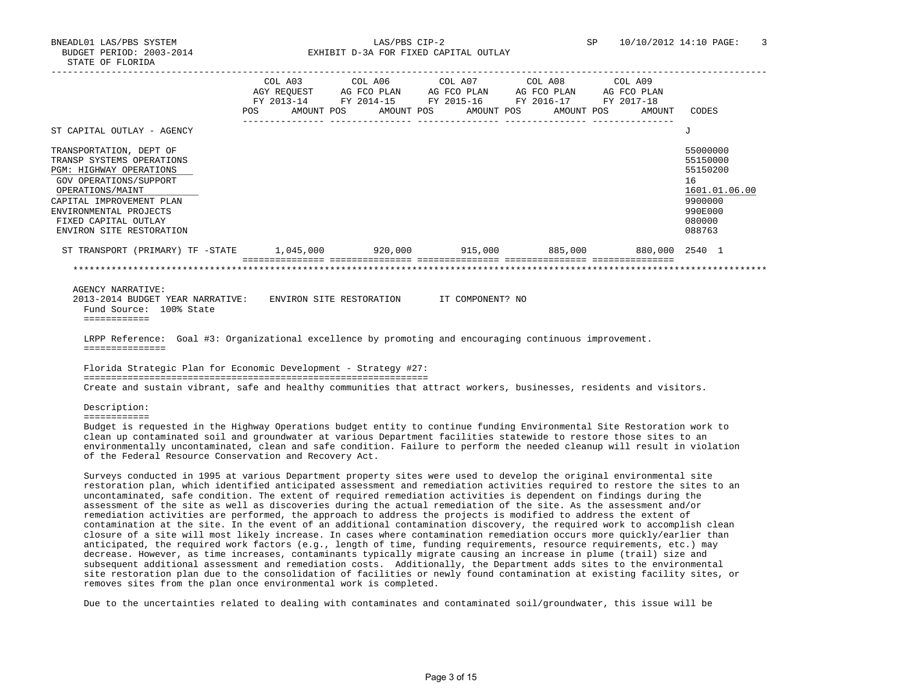BNEADL01 LAS/PBS SYSTEM — LAS/PBS CIP-2 — SP 10/10/2012 14:10

BUDGET PERIOD: 2003-2014 — EXHIBIT D-3A FOR FIXED CAPITAL OUTLAY

STATE OF FLORIDA

| | COL A03 AGY REQUEST FY 2013-14 POS AMOUNT | COL A06 AG FCO PLAN FY 2014-15 POS AMOUNT | COL A07 AG FCO PLAN FY 2015-16 POS AMOUNT | COL A08 AG FCO PLAN FY 2016-17 POS AMOUNT | COL A09 AG FCO PLAN FY 2017-18 POS AMOUNT | CODES |
|---|---|---|---|---|---|---|
| ST CAPITAL OUTLAY - AGENCY | | | | | | J |
| TRANSPORTATION, DEPT OF | | | | | | 55000000 |
| TRANSP SYSTEMS OPERATIONS | | | | | | 55150000 |
| PGM: HIGHWAY OPERATIONS | | | | | | 55150200 |
| GOV OPERATIONS/SUPPORT | | | | | | 16 |
| OPERATIONS/MAINT | | | | | | 1601.01.06.00 |
| CAPITAL IMPROVEMENT PLAN | | | | | | 9900000 |
| ENVIRONMENTAL PROJECTS | | | | | | 990E000 |
| FIXED CAPITAL OUTLAY | | | | | | 080000 |
| ENVIRON SITE RESTORATION | | | | | | 088763 |
| ST TRANSPORT (PRIMARY) TF -STATE | 1,045,000 | 920,000 | 915,000 | 885,000 | 880,000 | 2540 1 |

AGENCY NARRATIVE:

2013-2014 BUDGET YEAR NARRATIVE: ENVIRON SITE RESTORATION IT COMPONENT? NO

Fund Source: 100% State

LRPP Reference: Goal #3: Organizational excellence by promoting and encouraging continuous improvement.

Florida Strategic Plan for Economic Development - Strategy #27:

Create and sustain vibrant, safe and healthy communities that attract workers, businesses, residents and visitors.

Description:

Budget is requested in the Highway Operations budget entity to continue funding Environmental Site Restoration work to clean up contaminated soil and groundwater at various Department facilities statewide to restore those sites to an environmentally uncontaminated, clean and safe condition. Failure to perform the needed cleanup will result in violation of the Federal Resource Conservation and Recovery Act.

Surveys conducted in 1995 at various Department property sites were used to develop the original environmental site restoration plan, which identified anticipated assessment and remediation activities required to restore the sites to an uncontaminated, safe condition. The extent of required remediation activities is dependent on findings during the assessment of the site as well as discoveries during the actual remediation of the site. As the assessment and/or remediation activities are performed, the approach to address the projects is modified to address the extent of contamination at the site. In the event of an additional contamination discovery, the required work to accomplish clean closure of a site will most likely increase. In cases where contamination remediation occurs more quickly/earlier than anticipated, the required work factors (e.g., length of time, funding requirements, resource requirements, etc.) may decrease. However, as time increases, contaminants typically migrate causing an increase in plume (trail) size and subsequent additional assessment and remediation costs. Additionally, the Department adds sites to the environmental site restoration plan due to the consolidation of facilities or newly found contamination at existing facility sites, or removes sites from the plan once environmental work is completed.

Due to the uncertainties related to dealing with contaminates and contaminated soil/groundwater, this issue will be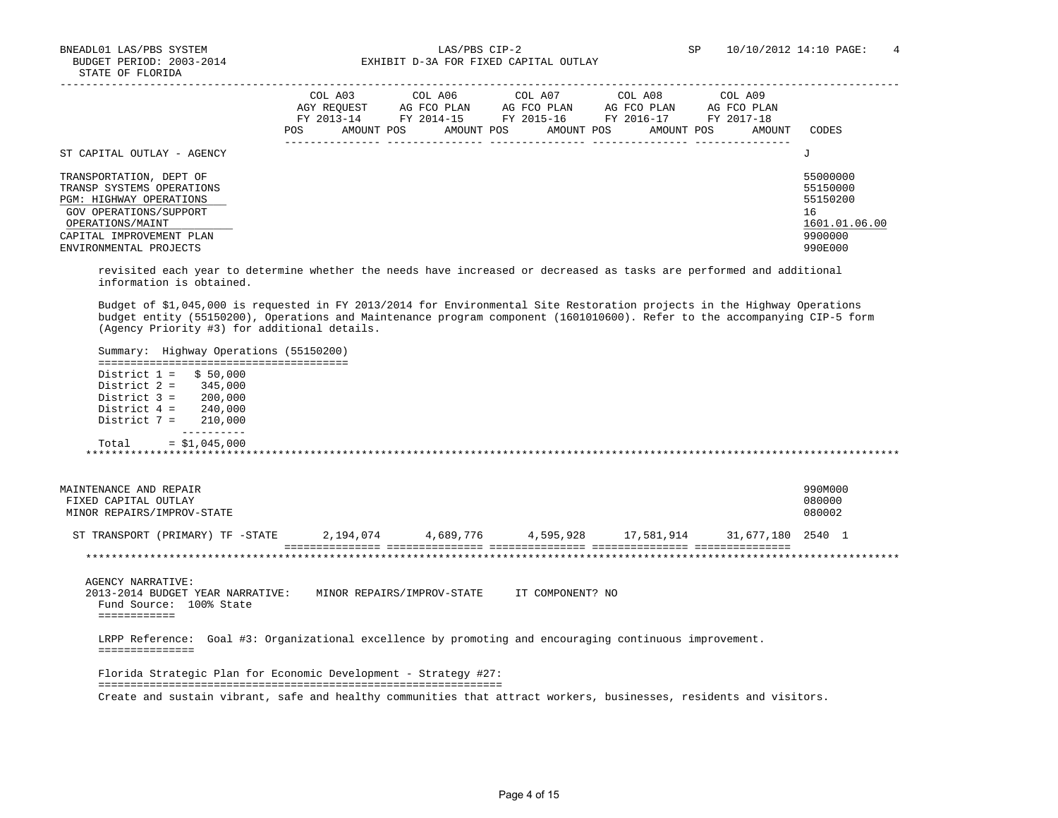BNEADL01 LAS/PBS SYSTEM — LAS/PBS CIP-2 — SP 10/10/2012 14:10

BUDGET PERIOD: 2003-2014 — EXHIBIT D-3A FOR FIXED CAPITAL OUTLAY

STATE OF FLORIDA

| | COL A03 AGY REQUEST FY 2013-14 POS AMOUNT | COL A06 AG FCO PLAN FY 2014-15 POS AMOUNT | COL A07 AG FCO PLAN FY 2015-16 POS AMOUNT | COL A08 AG FCO PLAN FY 2016-17 POS AMOUNT | COL A09 AG FCO PLAN FY 2017-18 POS AMOUNT | CODES |
|---|---|---|---|---|---|---|
| ST CAPITAL OUTLAY - AGENCY | | | | | | J |
| TRANSPORTATION, DEPT OF | | | | | | 55000000 |
| TRANSP SYSTEMS OPERATIONS | | | | | | 55150000 |
| PGM: HIGHWAY OPERATIONS | | | | | | 55150200 |
| GOV OPERATIONS/SUPPORT | | | | | | 16 |
| OPERATIONS/MAINT | | | | | | 1601.01.06.00 |
| CAPITAL IMPROVEMENT PLAN | | | | | | 9900000 |
| ENVIRONMENTAL PROJECTS | | | | | | 990E000 |

revisited each year to determine whether the needs have increased or decreased as tasks are performed and additional information is obtained.

Budget of $1,045,000 is requested in FY 2013/2014 for Environmental Site Restoration projects in the Highway Operations budget entity (55150200), Operations and Maintenance program component (1601010600). Refer to the accompanying CIP-5 form (Agency Priority #3) for additional details.

Summary: Highway Operations (55150200)

| | |
|---|---|
| District 1 = | $ 50,000 |
| District 2 = | 345,000 |
| District 3 = | 200,000 |
| District 4 = | 240,000 |
| District 7 = | 210,000 |
| Total | = $1,045,000 |

| | COL A03 | COL A06 | COL A07 | COL A08 | COL A09 | CODES |
|---|---|---|---|---|---|---|
| MAINTENANCE AND REPAIR | | | | | | 990M000 |
| FIXED CAPITAL OUTLAY | | | | | | 080000 |
| MINOR REPAIRS/IMPROV-STATE | | | | | | 080002 |
| ST TRANSPORT (PRIMARY) TF -STATE | 2,194,074 | 4,689,776 | 4,595,928 | 17,581,914 | 31,677,180 | 2540 1 |

AGENCY NARRATIVE:

2013-2014 BUDGET YEAR NARRATIVE: MINOR REPAIRS/IMPROV-STATE IT COMPONENT? NO

Fund Source: 100% State

LRPP Reference: Goal #3: Organizational excellence by promoting and encouraging continuous improvement.

Florida Strategic Plan for Economic Development - Strategy #27:

Create and sustain vibrant, safe and healthy communities that attract workers, businesses, residents and visitors.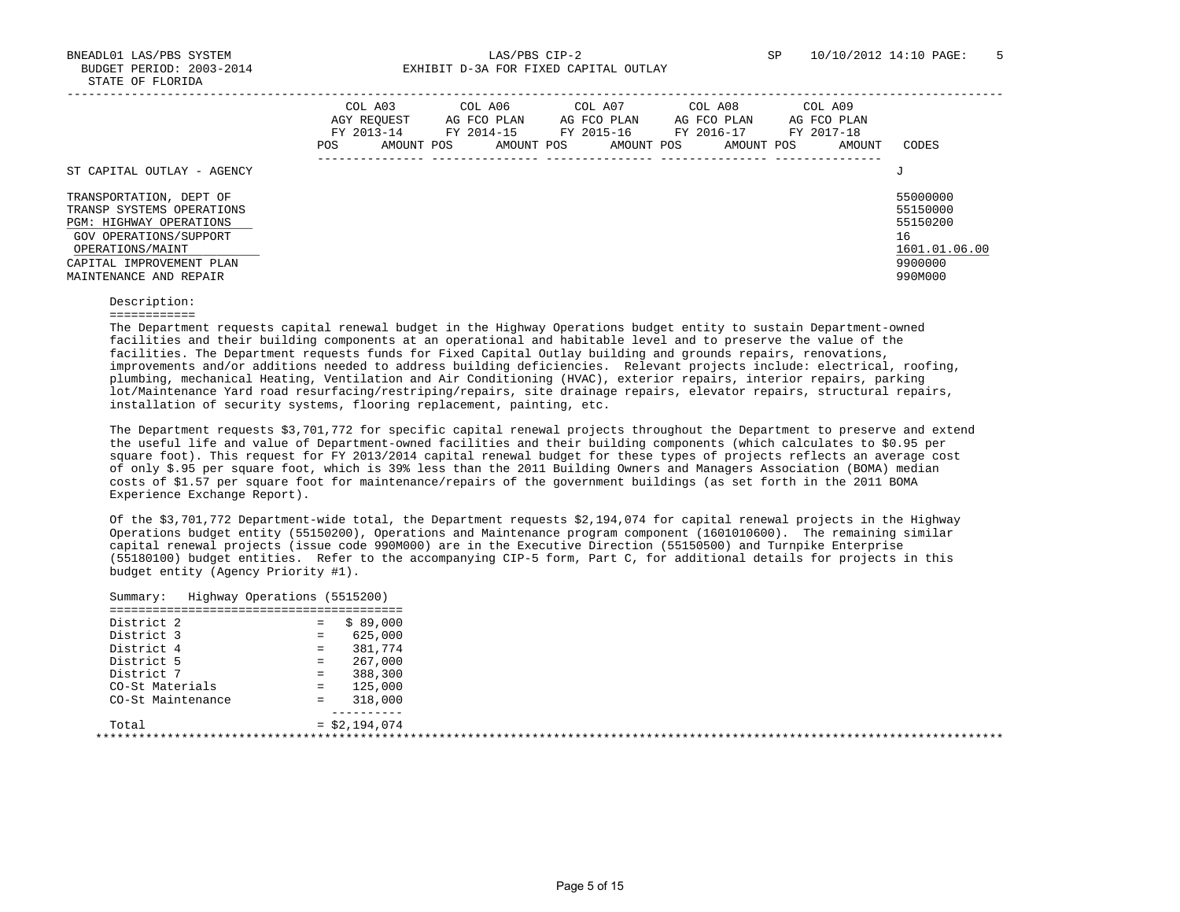BNEADL01 LAS/PBS SYSTEM — LAS/PBS CIP-2 — SP 10/10/2012 14:10

BUDGET PERIOD: 2003-2014 — EXHIBIT D-3A FOR FIXED CAPITAL OUTLAY

STATE OF FLORIDA

| | COL A03 AGY REQUEST FY 2013-14 | | COL A06 AG FCO PLAN FY 2014-15 | | COL A07 AG FCO PLAN FY 2015-16 | | COL A08 AG FCO PLAN FY 2016-17 | | COL A09 AG FCO PLAN FY 2017-18 | | |
|---|---|---|---|---|---|---|---|---|---|---|---|
| | POS | AMOUNT | POS | AMOUNT | POS | AMOUNT | POS | AMOUNT | POS | AMOUNT | CODES |
| ST CAPITAL OUTLAY - AGENCY | | | | | | | | | | | J |
| TRANSPORTATION, DEPT OF | | | | | | | | | | | 55000000 |
| TRANSP SYSTEMS OPERATIONS | | | | | | | | | | | 55150000 |
| PGM: HIGHWAY OPERATIONS | | | | | | | | | | | 55150200 |
| GOV OPERATIONS/SUPPORT | | | | | | | | | | | 16 |
| OPERATIONS/MAINT | | | | | | | | | | | 1601.01.06.00 |
| CAPITAL IMPROVEMENT PLAN | | | | | | | | | | | 9900000 |
| MAINTENANCE AND REPAIR | | | | | | | | | | | 990M000 |

Description:

The Department requests capital renewal budget in the Highway Operations budget entity to sustain Department-owned facilities and their building components at an operational and habitable level and to preserve the value of the facilities. The Department requests funds for Fixed Capital Outlay building and grounds repairs, renovations, improvements and/or additions needed to address building deficiencies. Relevant projects include: electrical, roofing, plumbing, mechanical Heating, Ventilation and Air Conditioning (HVAC), exterior repairs, interior repairs, parking lot/Maintenance Yard road resurfacing/restriping/repairs, site drainage repairs, elevator repairs, structural repairs, installation of security systems, flooring replacement, painting, etc.

The Department requests $3,701,772 for specific capital renewal projects throughout the Department to preserve and extend the useful life and value of Department-owned facilities and their building components (which calculates to $0.95 per square foot). This request for FY 2013/2014 capital renewal budget for these types of projects reflects an average cost of only $.95 per square foot, which is 39% less than the 2011 Building Owners and Managers Association (BOMA) median costs of $1.57 per square foot for maintenance/repairs of the government buildings (as set forth in the 2011 BOMA Experience Exchange Report).

Of the $3,701,772 Department-wide total, the Department requests $2,194,074 for capital renewal projects in the Highway Operations budget entity (55150200), Operations and Maintenance program component (1601010600). The remaining similar capital renewal projects (issue code 990M000) are in the Executive Direction (55150500) and Turnpike Enterprise (55180100) budget entities. Refer to the accompanying CIP-5 form, Part C, for additional details for projects in this budget entity (Agency Priority #1).

Summary: Highway Operations (5515200)

| | |
|---|---|
| District 2 | = $ 89,000 |
| District 3 | = 625,000 |
| District 4 | = 381,774 |
| District 5 | = 267,000 |
| District 7 | = 388,300 |
| CO-St Materials | = 125,000 |
| CO-St Maintenance | = 318,000 |
| Total | = $2,194,074 |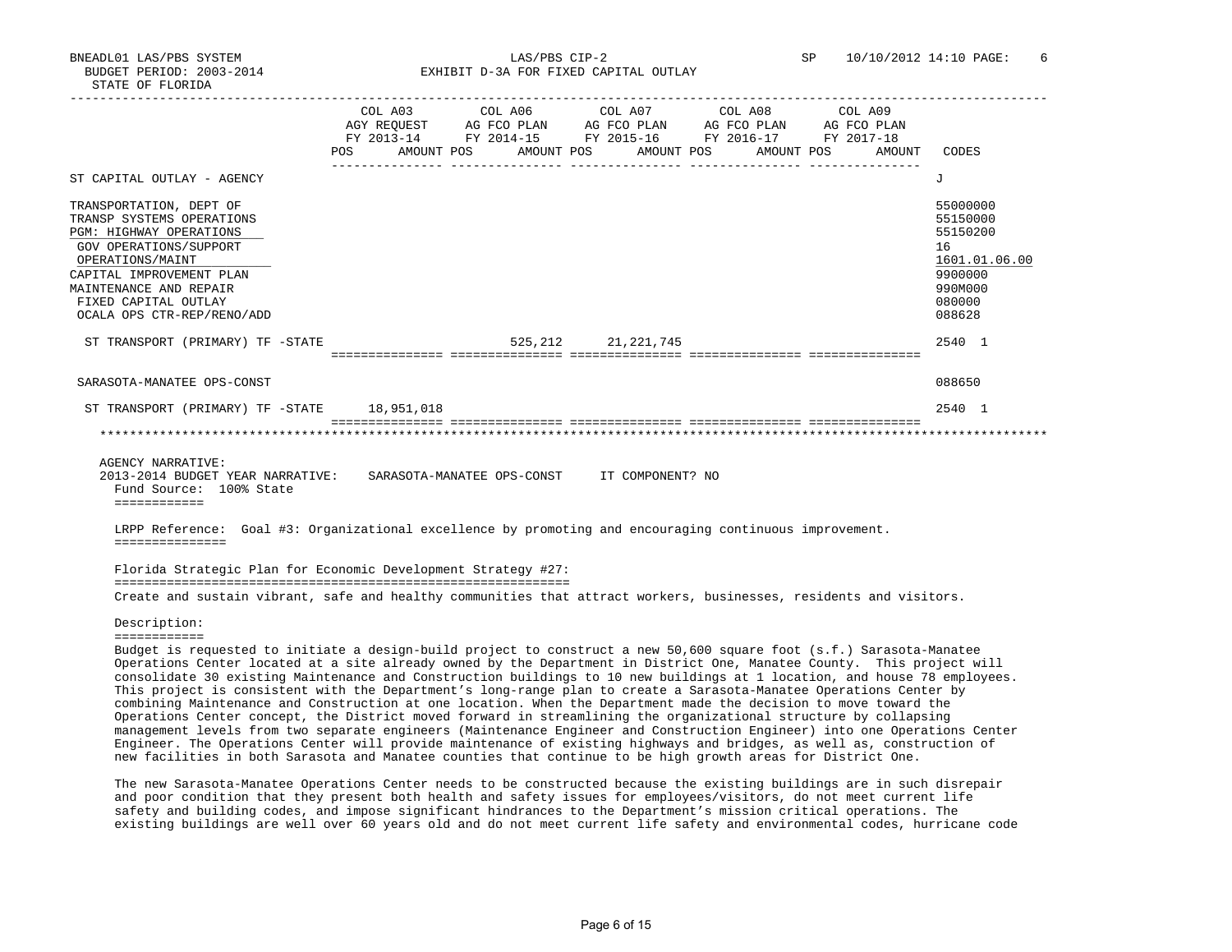BNEADL01 LAS/PBS SYSTEM LAS/PBS CIP-2 SP 10/10/2012 14:10

BUDGET PERIOD: 2003-2014

STATE OF FLORIDA

EXHIBIT D-3A FOR FIXED CAPITAL OUTLAY

| | COL A03 AGY REQUEST FY 2013-14 POS AMOUNT | COL A06 AG FCO PLAN FY 2014-15 POS AMOUNT | COL A07 AG FCO PLAN FY 2015-16 POS AMOUNT | COL A08 AG FCO PLAN FY 2016-17 POS AMOUNT | COL A09 AG FCO PLAN FY 2017-18 POS AMOUNT | CODES |
|---|---|---|---|---|---|---|
| ST CAPITAL OUTLAY - AGENCY | | | | | | J |
| TRANSPORTATION, DEPT OF | | | | | | 55000000 |
| TRANSP SYSTEMS OPERATIONS | | | | | | 55150000 |
| PGM: HIGHWAY OPERATIONS | | | | | | 55150200 |
| GOV OPERATIONS/SUPPORT | | | | | | 16 |
| OPERATIONS/MAINT | | | | | | 1601.01.06.00 |
| CAPITAL IMPROVEMENT PLAN | | | | | | 9900000 |
| MAINTENANCE AND REPAIR | | | | | | 990M000 |
| FIXED CAPITAL OUTLAY | | | | | | 080000 |
| OCALA OPS CTR-REP/RENO/ADD | | | | | | 088628 |
| ST TRANSPORT (PRIMARY) TF -STATE | | 525,212 | 21,221,745 | | | 2540 1 |
| SARASOTA-MANATEE OPS-CONST | | | | | | 088650 |
| ST TRANSPORT (PRIMARY) TF -STATE | 18,951,018 | | | | | 2540 1 |

AGENCY NARRATIVE:

2013-2014 BUDGET YEAR NARRATIVE: SARASOTA-MANATEE OPS-CONST IT COMPONENT? NO

Fund Source: 100% State

LRPP Reference: Goal #3: Organizational excellence by promoting and encouraging continuous improvement.

Florida Strategic Plan for Economic Development Strategy #27:

Create and sustain vibrant, safe and healthy communities that attract workers, businesses, residents and visitors.

Description:

Budget is requested to initiate a design-build project to construct a new 50,600 square foot (s.f.) Sarasota-Manatee Operations Center located at a site already owned by the Department in District One, Manatee County. This project will consolidate 30 existing Maintenance and Construction buildings to 10 new buildings at 1 location, and house 78 employees. This project is consistent with the Department's long-range plan to create a Sarasota-Manatee Operations Center by combining Maintenance and Construction at one location. When the Department made the decision to move toward the Operations Center concept, the District moved forward in streamlining the organizational structure by collapsing management levels from two separate engineers (Maintenance Engineer and Construction Engineer) into one Operations Center Engineer. The Operations Center will provide maintenance of existing highways and bridges, as well as, construction of new facilities in both Sarasota and Manatee counties that continue to be high growth areas for District One.

The new Sarasota-Manatee Operations Center needs to be constructed because the existing buildings are in such disrepair and poor condition that they present both health and safety issues for employees/visitors, do not meet current life safety and building codes, and impose significant hindrances to the Department's mission critical operations. The existing buildings are well over 60 years old and do not meet current life safety and environmental codes, hurricane code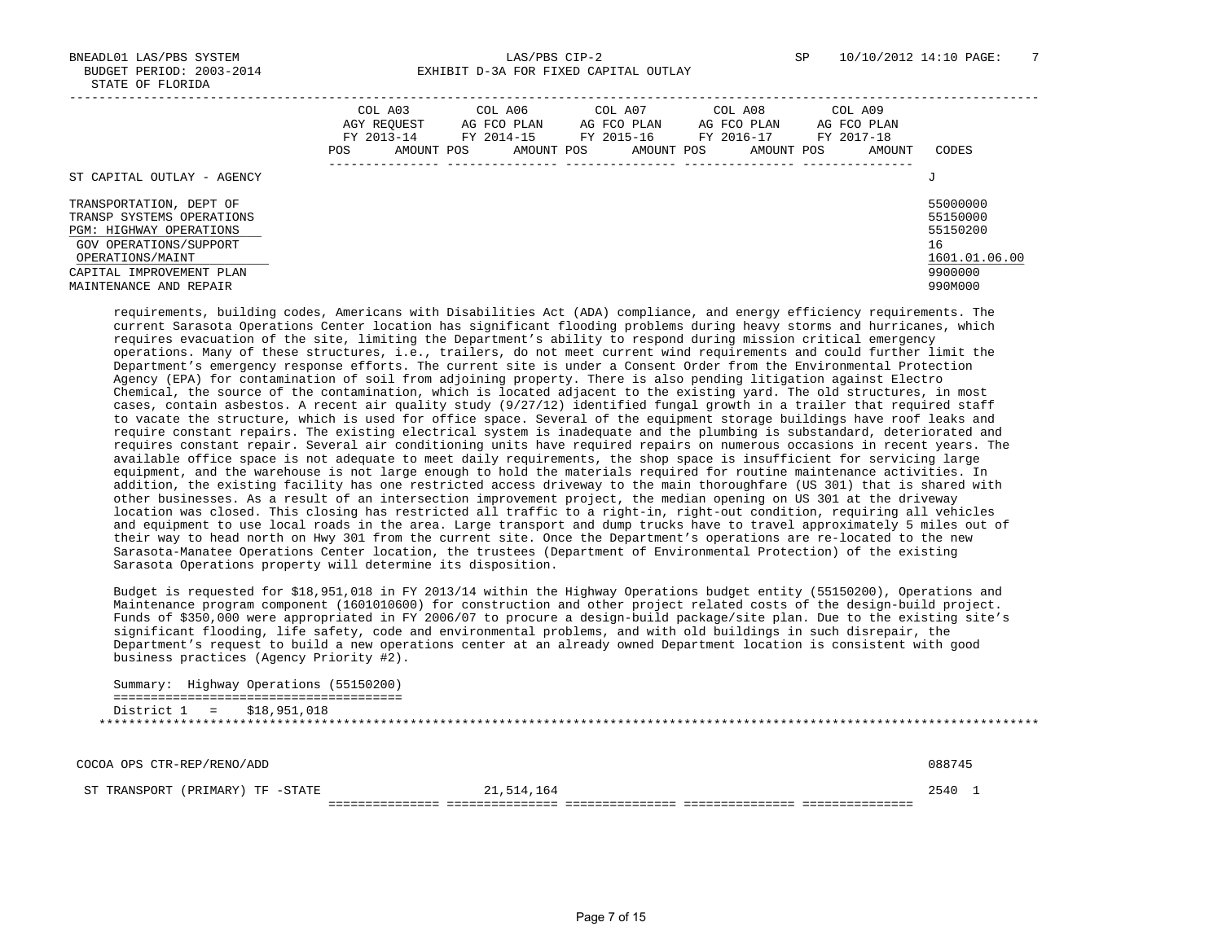BNEADL01 LAS/PBS SYSTEM LAS/PBS CIP-2 SP 10/10/2012 14:10

BUDGET PERIOD: 2003-2014 EXHIBIT D-3A FOR FIXED CAPITAL OUTLAY

STATE OF FLORIDA

| | COL A03 AGY REQUEST FY 2013-14 POS AMOUNT | COL A06 AG FCO PLAN FY 2014-15 POS AMOUNT | COL A07 AG FCO PLAN FY 2015-16 POS AMOUNT | COL A08 AG FCO PLAN FY 2016-17 POS AMOUNT | COL A09 AG FCO PLAN FY 2017-18 POS AMOUNT | CODES |
|---|---|---|---|---|---|---|
| ST CAPITAL OUTLAY - AGENCY | | | | | | J |
| TRANSPORTATION, DEPT OF | | | | | | 55000000 |
| TRANSP SYSTEMS OPERATIONS | | | | | | 55150000 |
| PGM: HIGHWAY OPERATIONS | | | | | | 55150200 |
| GOV OPERATIONS/SUPPORT | | | | | | 16 |
| OPERATIONS/MAINT | | | | | | 1601.01.06.00 |
| CAPITAL IMPROVEMENT PLAN | | | | | | 9900000 |
| MAINTENANCE AND REPAIR | | | | | | 990M000 |

requirements, building codes, Americans with Disabilities Act (ADA) compliance, and energy efficiency requirements. The current Sarasota Operations Center location has significant flooding problems during heavy storms and hurricanes, which requires evacuation of the site, limiting the Department's ability to respond during mission critical emergency operations. Many of these structures, i.e., trailers, do not meet current wind requirements and could further limit the Department's emergency response efforts. The current site is under a Consent Order from the Environmental Protection Agency (EPA) for contamination of soil from adjoining property. There is also pending litigation against Electro Chemical, the source of the contamination, which is located adjacent to the existing yard. The old structures, in most cases, contain asbestos. A recent air quality study (9/27/12) identified fungal growth in a trailer that required staff to vacate the structure, which is used for office space. Several of the equipment storage buildings have roof leaks and require constant repairs. The existing electrical system is inadequate and the plumbing is substandard, deteriorated and requires constant repair. Several air conditioning units have required repairs on numerous occasions in recent years. The available office space is not adequate to meet daily requirements, the shop space is insufficient for servicing large equipment, and the warehouse is not large enough to hold the materials required for routine maintenance activities. In addition, the existing facility has one restricted access driveway to the main thoroughfare (US 301) that is shared with other businesses. As a result of an intersection improvement project, the median opening on US 301 at the driveway location was closed. This closing has restricted all traffic to a right-in, right-out condition, requiring all vehicles and equipment to use local roads in the area. Large transport and dump trucks have to travel approximately 5 miles out of their way to head north on Hwy 301 from the current site. Once the Department's operations are re-located to the new Sarasota-Manatee Operations Center location, the trustees (Department of Environmental Protection) of the existing Sarasota Operations property will determine its disposition.

Budget is requested for $18,951,018 in FY 2013/14 within the Highway Operations budget entity (55150200), Operations and Maintenance program component (1601010600) for construction and other project related costs of the design-build project. Funds of $350,000 were appropriated in FY 2006/07 to procure a design-build package/site plan. Due to the existing site's significant flooding, life safety, code and environmental problems, and with old buildings in such disrepair, the Department's request to build a new operations center at an already owned Department location is consistent with good business practices (Agency Priority #2).

Summary: Highway Operations (55150200)
======================================
District 1 = $18,951,018

*******************************************************************************************************************************

| | COL A03 | COL A06 | COL A07 | COL A08 | COL A09 | CODES |
|---|---|---|---|---|---|---|
| COCOA OPS CTR-REP/RENO/ADD | | | | | | 088745 |
| ST TRANSPORT (PRIMARY) TF -STATE | | 21,514,164 | | | | 2540 1 |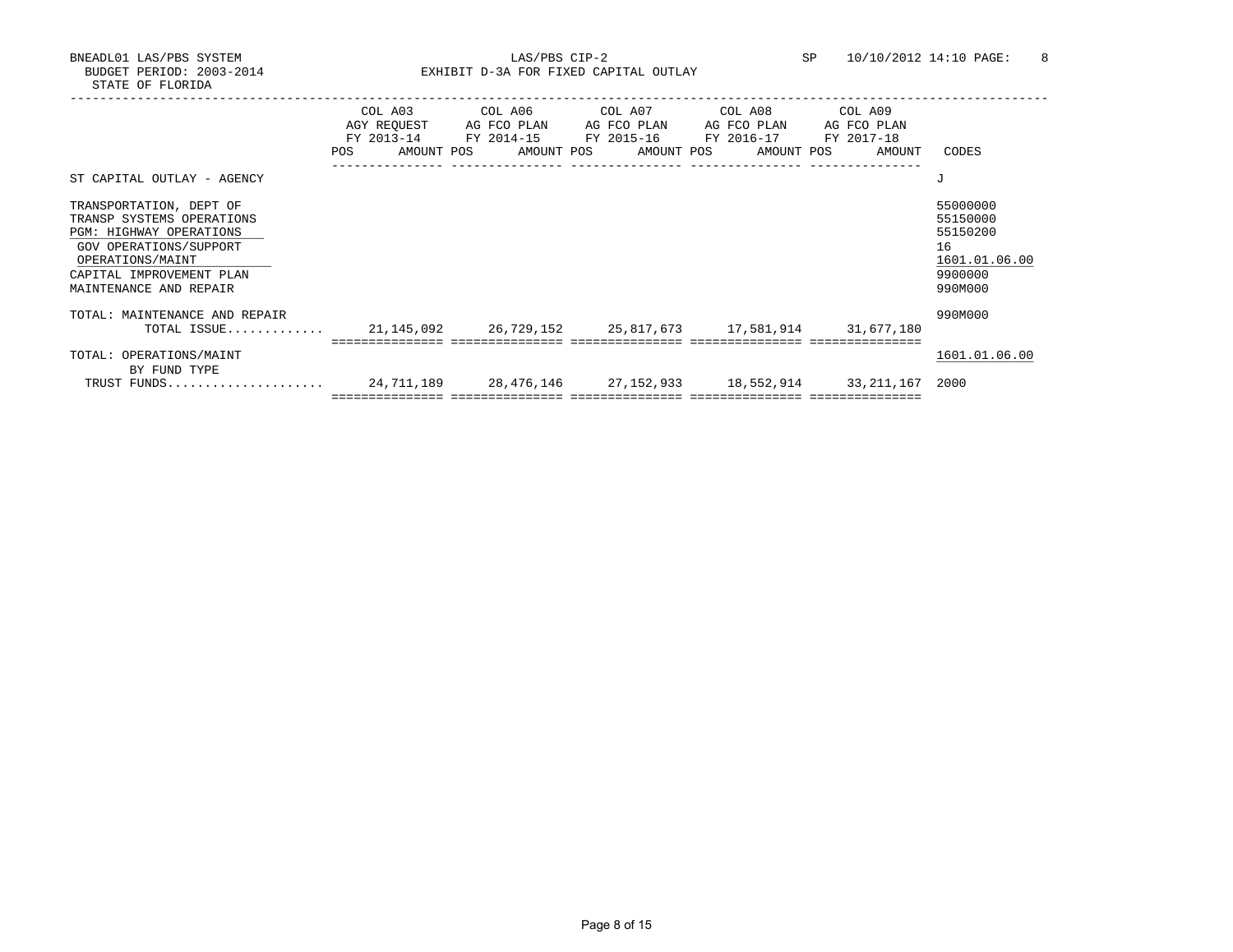BNEADL01 LAS/PBS SYSTEM | LAS/PBS CIP-2 | SP 10/10/2012 14:10

BUDGET PERIOD: 2003-2014

STATE OF FLORIDA

EXHIBIT D-3A FOR FIXED CAPITAL OUTLAY

| | COL A03 AGY REQUEST FY 2013-14 POS AMOUNT | COL A06 AG FCO PLAN FY 2014-15 POS AMOUNT | COL A07 AG FCO PLAN FY 2015-16 POS AMOUNT | COL A08 AG FCO PLAN FY 2016-17 POS AMOUNT | COL A09 AG FCO PLAN FY 2017-18 POS AMOUNT | CODES |
|---|---|---|---|---|---|---|
| ST CAPITAL OUTLAY - AGENCY | | | | | | J |
| TRANSPORTATION, DEPT OF | | | | | | 55000000 |
| TRANSP SYSTEMS OPERATIONS | | | | | | 55150000 |
| PGM: HIGHWAY OPERATIONS | | | | | | 55150200 |
| GOV OPERATIONS/SUPPORT | | | | | | 16 |
| OPERATIONS/MAINT | | | | | | 1601.01.06.00 |
| CAPITAL IMPROVEMENT PLAN | | | | | | 9900000 |
| MAINTENANCE AND REPAIR | | | | | | 990M000 |
| TOTAL: MAINTENANCE AND REPAIR | | | | | | 990M000 |
| TOTAL ISSUE............. | 21,145,092 | 26,729,152 | 25,817,673 | 17,581,914 | 31,677,180 | |
| TOTAL: OPERATIONS/MAINT | | | | | | 1601.01.06.00 |
| BY FUND TYPE | | | | | | |
| TRUST FUNDS..................... | 24,711,189 | 28,476,146 | 27,152,933 | 18,552,914 | 33,211,167 | 2000 |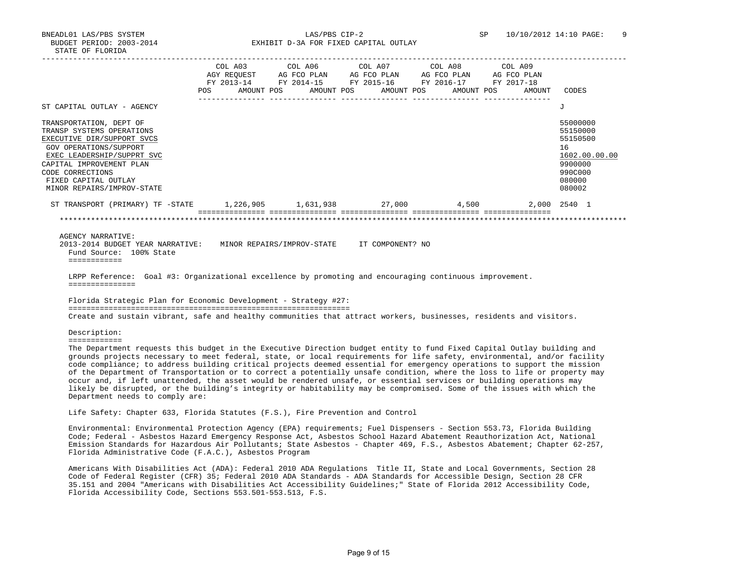| | COL A03 AGY REQUEST FY 2013-14 POS AMOUNT | COL A06 AG FCO PLAN FY 2014-15 POS AMOUNT | COL A07 AG FCO PLAN FY 2015-16 POS AMOUNT | COL A08 AG FCO PLAN FY 2016-17 POS AMOUNT | COL A09 AG FCO PLAN FY 2017-18 POS AMOUNT | CODES |
|---|---|---|---|---|---|---|
| ST CAPITAL OUTLAY - AGENCY | | | | | | J |
| TRANSPORTATION, DEPT OF | | | | | | 55000000 |
| TRANSP SYSTEMS OPERATIONS | | | | | | 55150000 |
| EXECUTIVE DIR/SUPPORT SVCS | | | | | | 55150500 |
| GOV OPERATIONS/SUPPORT | | | | | | 16 |
| EXEC LEADERSHIP/SUPPRT SVC | | | | | | 1602.00.00.00 |
| CAPITAL IMPROVEMENT PLAN | | | | | | 9900000 |
| CODE CORRECTIONS | | | | | | 990C000 |
| FIXED CAPITAL OUTLAY | | | | | | 080000 |
| MINOR REPAIRS/IMPROV-STATE | | | | | | 080002 |
| ST TRANSPORT (PRIMARY) TF -STATE | 1,226,905 | 1,631,938 | 27,000 | 4,500 | 2,000 | 2540 1 |

AGENCY NARRATIVE:
2013-2014 BUDGET YEAR NARRATIVE: MINOR REPAIRS/IMPROV-STATE IT COMPONENT? NO

Fund Source: 100% State

LRPP Reference: Goal #3: Organizational excellence by promoting and encouraging continuous improvement.

Florida Strategic Plan for Economic Development - Strategy #27:

Create and sustain vibrant, safe and healthy communities that attract workers, businesses, residents and visitors.

Description:

The Department requests this budget in the Executive Direction budget entity to fund Fixed Capital Outlay building and grounds projects necessary to meet federal, state, or local requirements for life safety, environmental, and/or facility code compliance; to address building critical projects deemed essential for emergency operations to support the mission of the Department of Transportation or to correct a potentially unsafe condition, where the loss to life or property may occur and, if left unattended, the asset would be rendered unsafe, or essential services or building operations may likely be disrupted, or the building's integrity or habitability may be compromised. Some of the issues with which the Department needs to comply are:

Life Safety: Chapter 633, Florida Statutes (F.S.), Fire Prevention and Control

Environmental: Environmental Protection Agency (EPA) requirements; Fuel Dispensers - Section 553.73, Florida Building Code; Federal - Asbestos Hazard Emergency Response Act, Asbestos School Hazard Abatement Reauthorization Act, National Emission Standards for Hazardous Air Pollutants; State Asbestos - Chapter 469, F.S., Asbestos Abatement; Chapter 62-257, Florida Administrative Code (F.A.C.), Asbestos Program

Americans With Disabilities Act (ADA): Federal 2010 ADA Regulations Title II, State and Local Governments, Section 28 Code of Federal Register (CFR) 35; Federal 2010 ADA Standards - ADA Standards for Accessible Design, Section 28 CFR 35.151 and 2004 "Americans with Disabilities Act Accessibility Guidelines;" State of Florida 2012 Accessibility Code, Florida Accessibility Code, Sections 553.501-553.513, F.S.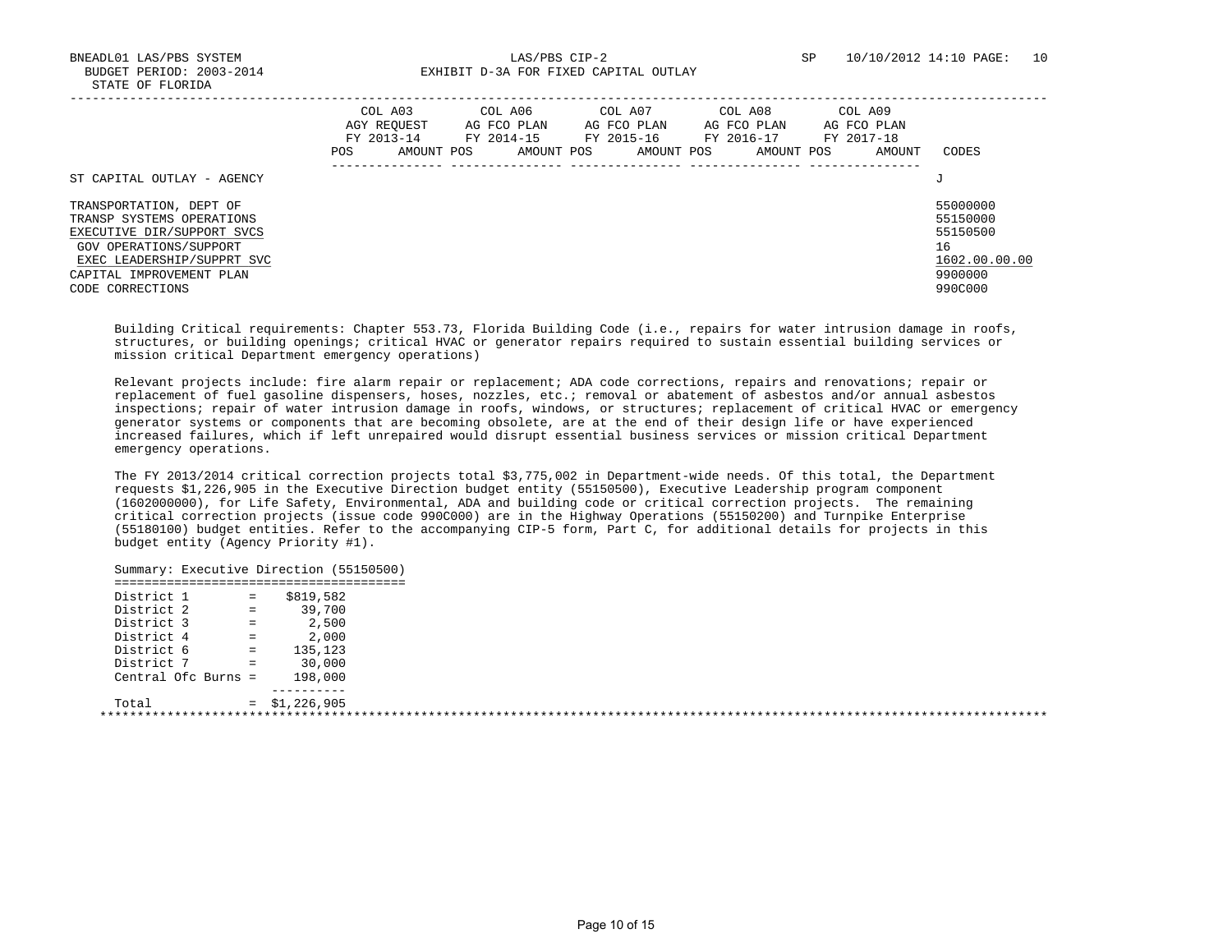BNEADL01 LAS/PBS SYSTEM LAS/PBS CIP-2 SP 10/10/2012 14:10

BUDGET PERIOD: 2003-2014 EXHIBIT D-3A FOR FIXED CAPITAL OUTLAY

STATE OF FLORIDA

| | COL A03 AGY REQUEST FY 2013-14 POS AMOUNT | COL A06 AG FCO PLAN FY 2014-15 POS AMOUNT | COL A07 AG FCO PLAN FY 2015-16 POS AMOUNT | COL A08 AG FCO PLAN FY 2016-17 POS AMOUNT | COL A09 AG FCO PLAN FY 2017-18 POS AMOUNT | CODES |
|---|---|---|---|---|---|---|
| ST CAPITAL OUTLAY - AGENCY | | | | | | J |
| TRANSPORTATION, DEPT OF | | | | | | 55000000 |
| TRANSP SYSTEMS OPERATIONS | | | | | | 55150000 |
| EXECUTIVE DIR/SUPPORT SVCS | | | | | | 55150500 |
| GOV OPERATIONS/SUPPORT | | | | | | 16 |
| EXEC LEADERSHIP/SUPPRT SVC | | | | | | 1602.00.00.00 |
| CAPITAL IMPROVEMENT PLAN | | | | | | 9900000 |
| CODE CORRECTIONS | | | | | | 990C000 |

Building Critical requirements: Chapter 553.73, Florida Building Code (i.e., repairs for water intrusion damage in roofs, structures, or building openings; critical HVAC or generator repairs required to sustain essential building services or mission critical Department emergency operations)

Relevant projects include: fire alarm repair or replacement; ADA code corrections, repairs and renovations; repair or replacement of fuel gasoline dispensers, hoses, nozzles, etc.; removal or abatement of asbestos and/or annual asbestos inspections; repair of water intrusion damage in roofs, windows, or structures; replacement of critical HVAC or emergency generator systems or components that are becoming obsolete, are at the end of their design life or have experienced increased failures, which if left unrepaired would disrupt essential business services or mission critical Department emergency operations.

The FY 2013/2014 critical correction projects total $3,775,002 in Department-wide needs. Of this total, the Department requests $1,226,905 in the Executive Direction budget entity (55150500), Executive Leadership program component (1602000000), for Life Safety, Environmental, ADA and building code or critical correction projects. The remaining critical correction projects (issue code 990C000) are in the Highway Operations (55150200) and Turnpike Enterprise (55180100) budget entities. Refer to the accompanying CIP-5 form, Part C, for additional details for projects in this budget entity (Agency Priority #1).

Summary: Executive Direction (55150500)

| | | |
|---|---|---|
| District 1 | = | $819,582 |
| District 2 | = | 39,700 |
| District 3 | = | 2,500 |
| District 4 | = | 2,000 |
| District 6 | = | 135,123 |
| District 7 | = | 30,000 |
| Central Ofc Burns | = | 198,000 |
| Total | = | $1,226,905 |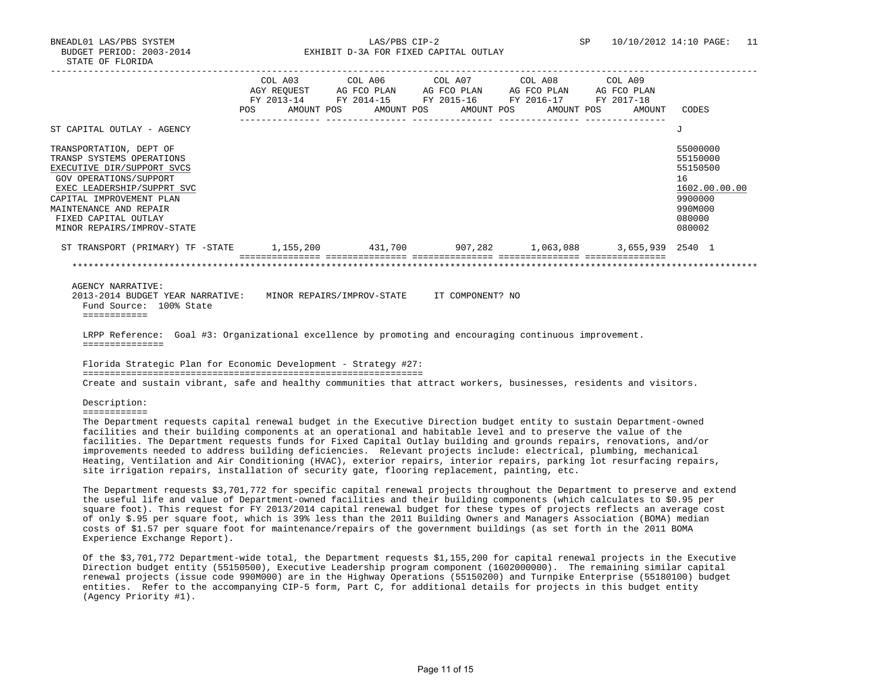BNEADL01 LAS/PBS SYSTEM LAS/PBS CIP-2 SP 10/10/2012 14:10

BUDGET PERIOD: 2003-2014 EXHIBIT D-3A FOR FIXED CAPITAL OUTLAY

STATE OF FLORIDA

| | COL A03 AGY REQUEST FY 2013-14 POS AMOUNT | COL A06 AG FCO PLAN FY 2014-15 POS AMOUNT | COL A07 AG FCO PLAN FY 2015-16 POS AMOUNT | COL A08 AG FCO PLAN FY 2016-17 POS AMOUNT | COL A09 AG FCO PLAN FY 2017-18 POS AMOUNT | CODES |
|---|---|---|---|---|---|---|
| ST CAPITAL OUTLAY - AGENCY | | | | | | J |
| TRANSPORTATION, DEPT OF | | | | | | 55000000 |
| TRANSP SYSTEMS OPERATIONS | | | | | | 55150000 |
| EXECUTIVE DIR/SUPPORT SVCS | | | | | | 55150500 |
| GOV OPERATIONS/SUPPORT | | | | | | 16 |
| EXEC LEADERSHIP/SUPPRT SVC | | | | | | 1602.00.00.00 |
| CAPITAL IMPROVEMENT PLAN | | | | | | 9900000 |
| MAINTENANCE AND REPAIR | | | | | | 990M000 |
| FIXED CAPITAL OUTLAY | | | | | | 080000 |
| MINOR REPAIRS/IMPROV-STATE | | | | | | 080002 |
| ST TRANSPORT (PRIMARY) TF -STATE | 1,155,200 | 431,700 | 907,282 | 1,063,088 | 3,655,939 | 2540 1 |

AGENCY NARRATIVE:

2013-2014 BUDGET YEAR NARRATIVE: MINOR REPAIRS/IMPROV-STATE IT COMPONENT? NO

Fund Source: 100% State

LRPP Reference: Goal #3: Organizational excellence by promoting and encouraging continuous improvement.

Florida Strategic Plan for Economic Development - Strategy #27:

Create and sustain vibrant, safe and healthy communities that attract workers, businesses, residents and visitors.

Description:

The Department requests capital renewal budget in the Executive Direction budget entity to sustain Department-owned facilities and their building components at an operational and habitable level and to preserve the value of the facilities. The Department requests funds for Fixed Capital Outlay building and grounds repairs, renovations, and/or improvements needed to address building deficiencies. Relevant projects include: electrical, plumbing, mechanical Heating, Ventilation and Air Conditioning (HVAC), exterior repairs, interior repairs, parking lot resurfacing repairs, site irrigation repairs, installation of security gate, flooring replacement, painting, etc.

The Department requests $3,701,772 for specific capital renewal projects throughout the Department to preserve and extend the useful life and value of Department-owned facilities and their building components (which calculates to $0.95 per square foot). This request for FY 2013/2014 capital renewal budget for these types of projects reflects an average cost of only $.95 per square foot, which is 39% less than the 2011 Building Owners and Managers Association (BOMA) median costs of $1.57 per square foot for maintenance/repairs of the government buildings (as set forth in the 2011 BOMA Experience Exchange Report).

Of the $3,701,772 Department-wide total, the Department requests $1,155,200 for capital renewal projects in the Executive Direction budget entity (55150500), Executive Leadership program component (1602000000). The remaining similar capital renewal projects (issue code 990M000) are in the Highway Operations (55150200) and Turnpike Enterprise (55180100) budget entities. Refer to the accompanying CIP-5 form, Part C, for additional details for projects in this budget entity (Agency Priority #1).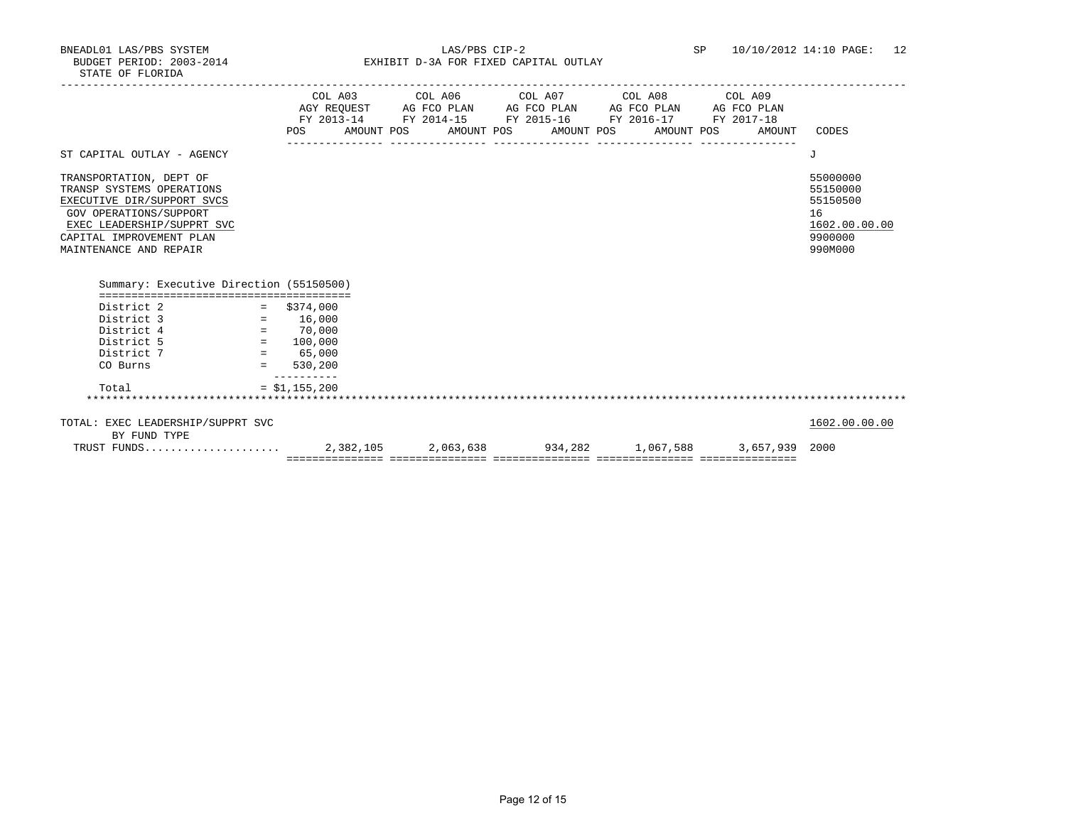BNEADL01 LAS/PBS SYSTEM
BUDGET PERIOD: 2003-2014
STATE OF FLORIDA

LAS/PBS CIP-2
EXHIBIT D-3A FOR FIXED CAPITAL OUTLAY

SP 10/10/2012 14:10 PAGE: 12

| | COL A03 AGY REQUEST FY 2013-14 POS AMOUNT | COL A06 AG FCO PLAN FY 2014-15 POS AMOUNT | COL A07 AG FCO PLAN FY 2015-16 POS AMOUNT | COL A08 AG FCO PLAN FY 2016-17 POS AMOUNT | COL A09 AG FCO PLAN FY 2017-18 POS AMOUNT | CODES |
|---|---|---|---|---|---|---|
| ST CAPITAL OUTLAY - AGENCY | | | | | | J |
| TRANSPORTATION, DEPT OF | | | | | | 55000000 |
| TRANSP SYSTEMS OPERATIONS | | | | | | 55150000 |
| EXECUTIVE DIR/SUPPORT SVCS | | | | | | 55150500 |
| GOV OPERATIONS/SUPPORT | | | | | | 16 |
| EXEC LEADERSHIP/SUPPRT SVC | | | | | | 1602.00.00.00 |
| CAPITAL IMPROVEMENT PLAN | | | | | | 9900000 |
| MAINTENANCE AND REPAIR | | | | | | 990M000 |

Summary: Executive Direction (55150500)

| | | |
|---|---|---|
| District 2 | = | $374,000 |
| District 3 | = | 16,000 |
| District 4 | = | 70,000 |
| District 5 | = | 100,000 |
| District 7 | = | 65,000 |
| CO Burns | = | 530,200 |
| Total | = | $1,155,200 |

| | COL A03 | COL A06 | COL A07 | COL A08 | COL A09 | CODES |
|---|---|---|---|---|---|---|
| TOTAL: EXEC LEADERSHIP/SUPPRT SVC | | | | | | 1602.00.00.00 |
| BY FUND TYPE | | | | | | |
| TRUST FUNDS.................... | 2,382,105 | 2,063,638 | 934,282 | 1,067,588 | 3,657,939 | 2000 |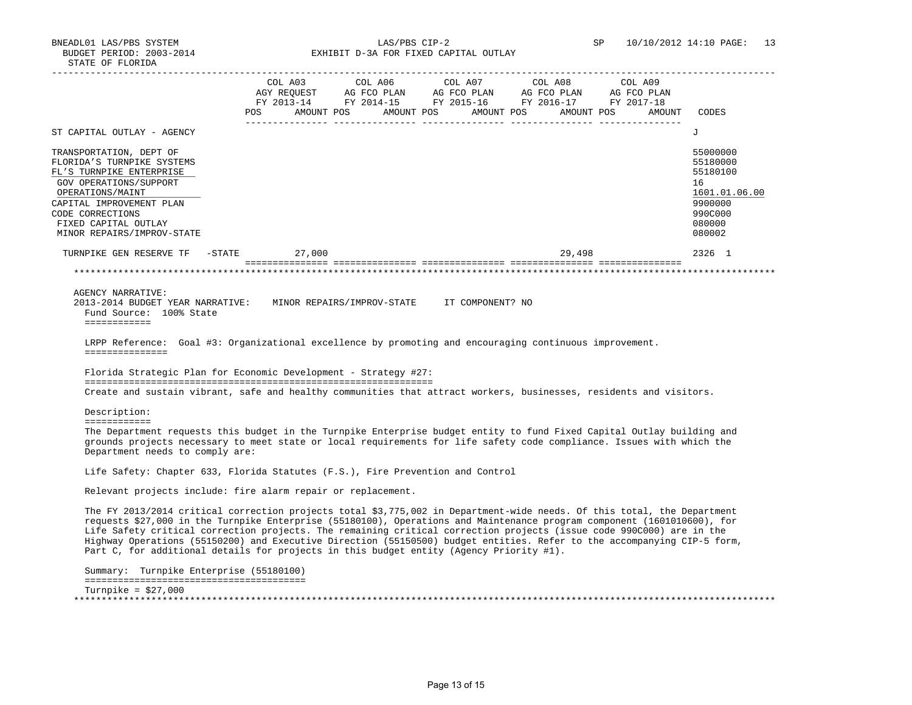| | COL A03 AGY REQUEST FY 2013-14 POS AMOUNT | COL A06 AG FCO PLAN FY 2014-15 POS AMOUNT | COL A07 AG FCO PLAN FY 2015-16 POS AMOUNT | COL A08 AG FCO PLAN FY 2016-17 POS AMOUNT | COL A09 AG FCO PLAN FY 2017-18 POS AMOUNT | CODES |
|---|---|---|---|---|---|---|
| ST CAPITAL OUTLAY - AGENCY | | | | | | J |
| TRANSPORTATION, DEPT OF | | | | | | 55000000 |
| FLORIDA'S TURNPIKE SYSTEMS | | | | | | 55180000 |
| FL'S TURNPIKE ENTERPRISE | | | | | | 55180100 |
| GOV OPERATIONS/SUPPORT | | | | | | 16 |
| OPERATIONS/MAINT | | | | | | 1601.01.06.00 |
| CAPITAL IMPROVEMENT PLAN | | | | | | 9900000 |
| CODE CORRECTIONS | | | | | | 990C000 |
| FIXED CAPITAL OUTLAY | | | | | | 080000 |
| MINOR REPAIRS/IMPROV-STATE | | | | | | 080002 |
| TURNPIKE GEN RESERVE TF -STATE | 27,000 | | | 29,498 | | 2326 1 |

AGENCY NARRATIVE:

2013-2014 BUDGET YEAR NARRATIVE: MINOR REPAIRS/IMPROV-STATE IT COMPONENT? NO

Fund Source: 100% State

LRPP Reference: Goal #3: Organizational excellence by promoting and encouraging continuous improvement.

Florida Strategic Plan for Economic Development - Strategy #27:

Create and sustain vibrant, safe and healthy communities that attract workers, businesses, residents and visitors.

Description:

The Department requests this budget in the Turnpike Enterprise budget entity to fund Fixed Capital Outlay building and grounds projects necessary to meet state or local requirements for life safety code compliance. Issues with which the Department needs to comply are:

Life Safety: Chapter 633, Florida Statutes (F.S.), Fire Prevention and Control

Relevant projects include: fire alarm repair or replacement.

The FY 2013/2014 critical correction projects total $3,775,002 in Department-wide needs. Of this total, the Department requests $27,000 in the Turnpike Enterprise (55180100), Operations and Maintenance program component (1601010600), for Life Safety critical correction projects. The remaining critical correction projects (issue code 990C000) are in the Highway Operations (55150200) and Executive Direction (55150500) budget entities. Refer to the accompanying CIP-5 form, Part C, for additional details for projects in this budget entity (Agency Priority #1).

Summary: Turnpike Enterprise (55180100)

Turnpike = $27,000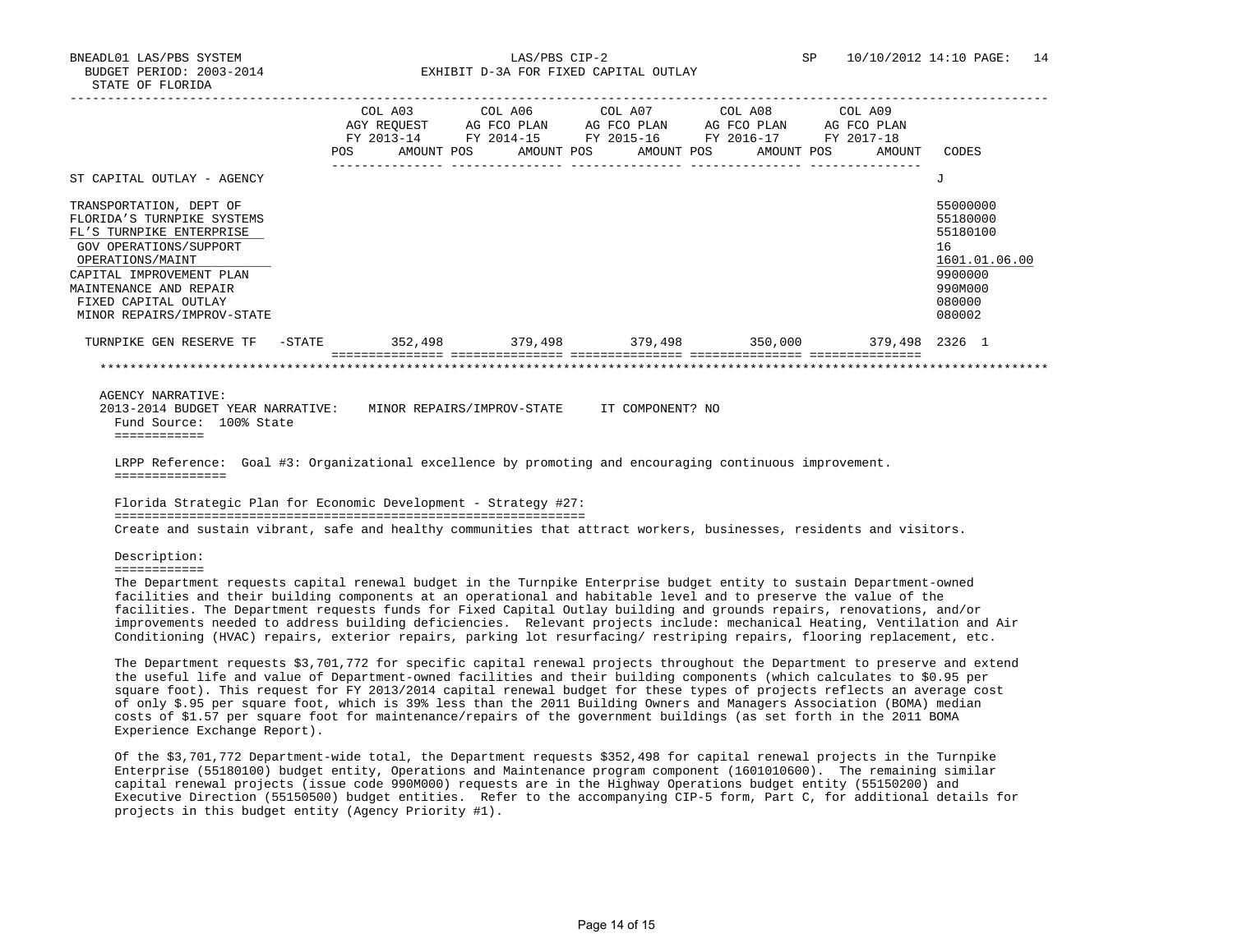BNEADL01 LAS/PBS SYSTEM LAS/PBS CIP-2 SP 10/10/2012 14:10 PAGE: 14
BUDGET PERIOD: 2003-2014 EXHIBIT D-3A FOR FIXED CAPITAL OUTLAY
STATE OF FLORIDA

| | COL A03 AGY REQUEST FY 2013-14 POS AMOUNT | COL A06 AG FCO PLAN FY 2014-15 POS AMOUNT | COL A07 AG FCO PLAN FY 2015-16 POS AMOUNT | COL A08 AG FCO PLAN FY 2016-17 POS AMOUNT | COL A09 AG FCO PLAN FY 2017-18 POS AMOUNT | CODES |
|---|---|---|---|---|---|---|
| ST CAPITAL OUTLAY - AGENCY | | | | | | J |
| TRANSPORTATION, DEPT OF | | | | | | 55000000 |
| FLORIDA'S TURNPIKE SYSTEMS | | | | | | 55180000 |
| FL'S TURNPIKE ENTERPRISE | | | | | | 55180100 |
| GOV OPERATIONS/SUPPORT | | | | | | 16 |
| OPERATIONS/MAINT | | | | | | 1601.01.06.00 |
| CAPITAL IMPROVEMENT PLAN | | | | | | 9900000 |
| MAINTENANCE AND REPAIR | | | | | | 990M000 |
| FIXED CAPITAL OUTLAY | | | | | | 080000 |
| MINOR REPAIRS/IMPROV-STATE | | | | | | 080002 |
| TURNPIKE GEN RESERVE TF -STATE | 352,498 | 379,498 | 379,498 | 350,000 | 379,498 | 2326 1 |

AGENCY NARRATIVE:
2013-2014 BUDGET YEAR NARRATIVE: MINOR REPAIRS/IMPROV-STATE IT COMPONENT? NO
Fund Source: 100% State

LRPP Reference: Goal #3: Organizational excellence by promoting and encouraging continuous improvement.

Florida Strategic Plan for Economic Development - Strategy #27:

Create and sustain vibrant, safe and healthy communities that attract workers, businesses, residents and visitors.

Description:

The Department requests capital renewal budget in the Turnpike Enterprise budget entity to sustain Department-owned facilities and their building components at an operational and habitable level and to preserve the value of the facilities. The Department requests funds for Fixed Capital Outlay building and grounds repairs, renovations, and/or improvements needed to address building deficiencies. Relevant projects include: mechanical Heating, Ventilation and Air Conditioning (HVAC) repairs, exterior repairs, parking lot resurfacing/ restriping repairs, flooring replacement, etc.

The Department requests $3,701,772 for specific capital renewal projects throughout the Department to preserve and extend the useful life and value of Department-owned facilities and their building components (which calculates to $0.95 per square foot). This request for FY 2013/2014 capital renewal budget for these types of projects reflects an average cost of only $.95 per square foot, which is 39% less than the 2011 Building Owners and Managers Association (BOMA) median costs of $1.57 per square foot for maintenance/repairs of the government buildings (as set forth in the 2011 BOMA Experience Exchange Report).

Of the $3,701,772 Department-wide total, the Department requests $352,498 for capital renewal projects in the Turnpike Enterprise (55180100) budget entity, Operations and Maintenance program component (1601010600). The remaining similar capital renewal projects (issue code 990M000) requests are in the Highway Operations budget entity (55150200) and Executive Direction (55150500) budget entities. Refer to the accompanying CIP-5 form, Part C, for additional details for projects in this budget entity (Agency Priority #1).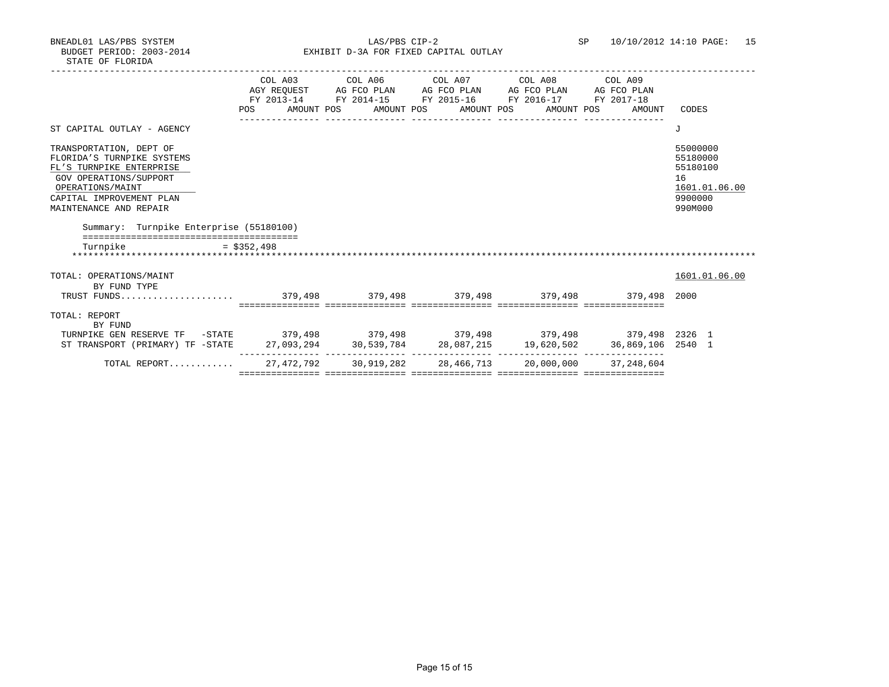BNEADL01 LAS/PBS SYSTEM
BUDGET PERIOD: 2003-2014
STATE OF FLORIDA

LAS/PBS CIP-2
EXHIBIT D-3A FOR FIXED CAPITAL OUTLAY

SP 10/10/2012 14:10 PAGE: 15

| | COL A03 AGY REQUEST FY 2013-14 POS AMOUNT | COL A06 AG FCO PLAN FY 2014-15 POS AMOUNT | COL A07 AG FCO PLAN FY 2015-16 POS AMOUNT | COL A08 AG FCO PLAN FY 2016-17 POS AMOUNT | COL A09 AG FCO PLAN FY 2017-18 POS AMOUNT | CODES |
|---|---|---|---|---|---|---|
| ST CAPITAL OUTLAY - AGENCY | | | | | | J |
| TRANSPORTATION, DEPT OF | | | | | | 55000000 |
| FLORIDA'S TURNPIKE SYSTEMS | | | | | | 55180000 |
| FL'S TURNPIKE ENTERPRISE | | | | | | 55180100 |
| GOV OPERATIONS/SUPPORT | | | | | | 16 |
| OPERATIONS/MAINT | | | | | | 1601.01.06.00 |
| CAPITAL IMPROVEMENT PLAN | | | | | | 9900000 |
| MAINTENANCE AND REPAIR | | | | | | 990M000 |

Summary: Turnpike Enterprise (55180100)

Turnpike = $352,498

| | COL A03 | COL A06 | COL A07 | COL A08 | COL A09 | CODES |
|---|---|---|---|---|---|---|
| TOTAL: OPERATIONS/MAINT | | | | | | 1601.01.06.00 |
| BY FUND TYPE | | | | | | |
| TRUST FUNDS..................... | 379,498 | 379,498 | 379,498 | 379,498 | 379,498 | 2000 |
| TOTAL: REPORT | | | | | | |
| BY FUND | | | | | | |
| TURNPIKE GEN RESERVE TF -STATE | 379,498 | 379,498 | 379,498 | 379,498 | 379,498 | 2326 1 |
| ST TRANSPORT (PRIMARY) TF -STATE | 27,093,294 | 30,539,784 | 28,087,215 | 19,620,502 | 36,869,106 | 2540 1 |
| TOTAL REPORT............ | 27,472,792 | 30,919,282 | 28,466,713 | 20,000,000 | 37,248,604 | |